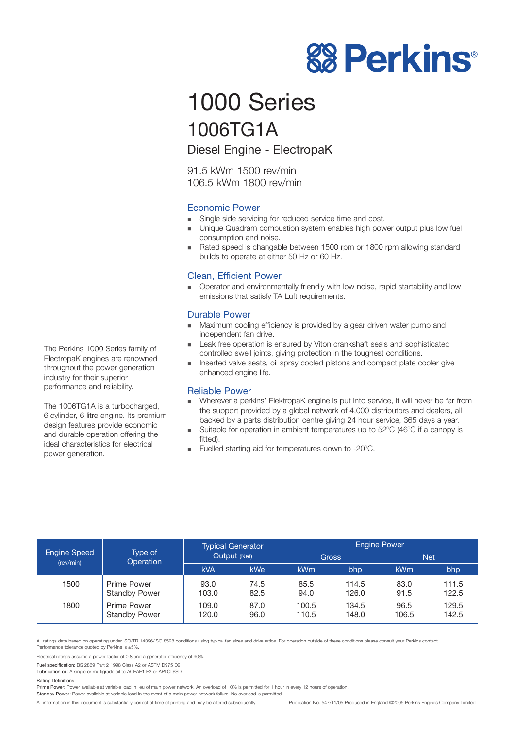Perkins®

# 1000 Series

## 1006TG1A

### Diesel Engine - ElectropaK

91.5 kWm 1500 rev/min
106.5 kWm 1800 rev/min

The Perkins 1000 Series family of ElectropaK engines are renowned throughout the power generation industry for their superior performance and reliability.

The 1006TG1A is a turbocharged, 6 cylinder, 6 litre engine. Its premium design features provide economic and durable operation offering the ideal characteristics for electrical power generation.

### Economic Power

- Single side servicing for reduced service time and cost.
- Unique Quadram combustion system enables high power output plus low fuel consumption and noise.
- Rated speed is changable between 1500 rpm or 1800 rpm allowing standard builds to operate at either 50 Hz or 60 Hz.

### Clean, Efficient Power

- Operator and environmentally friendly with low noise, rapid startability and low emissions that satisfy TA Luft requirements.

### Durable Power

- Maximum cooling efficiency is provided by a gear driven water pump and independent fan drive.
- Leak free operation is ensured by Viton crankshaft seals and sophisticated controlled swell joints, giving protection in the toughest conditions.
- Inserted valve seats, oil spray cooled pistons and compact plate cooler give enhanced engine life.

### Reliable Power

- Wherever a perkins' ElektropaK engine is put into service, it will never be far from the support provided by a global network of 4,000 distributors and dealers, all backed by a parts distribution centre giving 24 hour service, 365 days a year.
- Suitable for operation in ambient temperatures up to 52ºC (46ºC if a canopy is fitted).
- Fuelled starting aid for temperatures down to -20ºC.

| Engine Speed (rev/min) | Type of Operation | Typical Generator Output (Net) | | Engine Power | | | |
|---|---|---|---|---|---|---|---|
| | | | | Gross | | Net | |
| | | kVA | kWe | kWm | bhp | kWm | bhp |
| 1500 | Prime Power<br>Standby Power | 93.0<br>103.0 | 74.5<br>82.5 | 85.5<br>94.0 | 114.5<br>126.0 | 83.0<br>91.5 | 111.5<br>122.5 |
| 1800 | Prime Power<br>Standby Power | 109.0<br>120.0 | 87.0<br>96.0 | 100.5<br>110.5 | 134.5<br>148.0 | 96.5<br>106.5 | 129.5<br>142.5 |

All ratings data based on operating under ISO/TR 14396/ISO 8528 conditions using typical fan sizes and drive ratios. For operation outside of these conditions please consult your Perkins contact. Performance tolerance quoted by Perkins is ±5%.

Electrical ratings assume a power factor of 0.8 and a generator efficiency of 90%.

Fuel specification: BS 2869 Part 2 1998 Class A2 or ASTM D975 D2
Lubrication oil: A single or multigrade oil to ACEAE1 E2 or API CD/SD

Rating Definitions
Prime Power: Power available at variable load in lieu of main power network. An overload of 10% is permitted for 1 hour in every 12 hours of operation.
Standby Power: Power available at variable load in the event of a main power network failure. No overload is permitted.

All information in this document is substantially correct at time of printing and may be altered subsequently

Publication No. 547/11/05 Produced in England ©2005 Perkins Engines Company Limited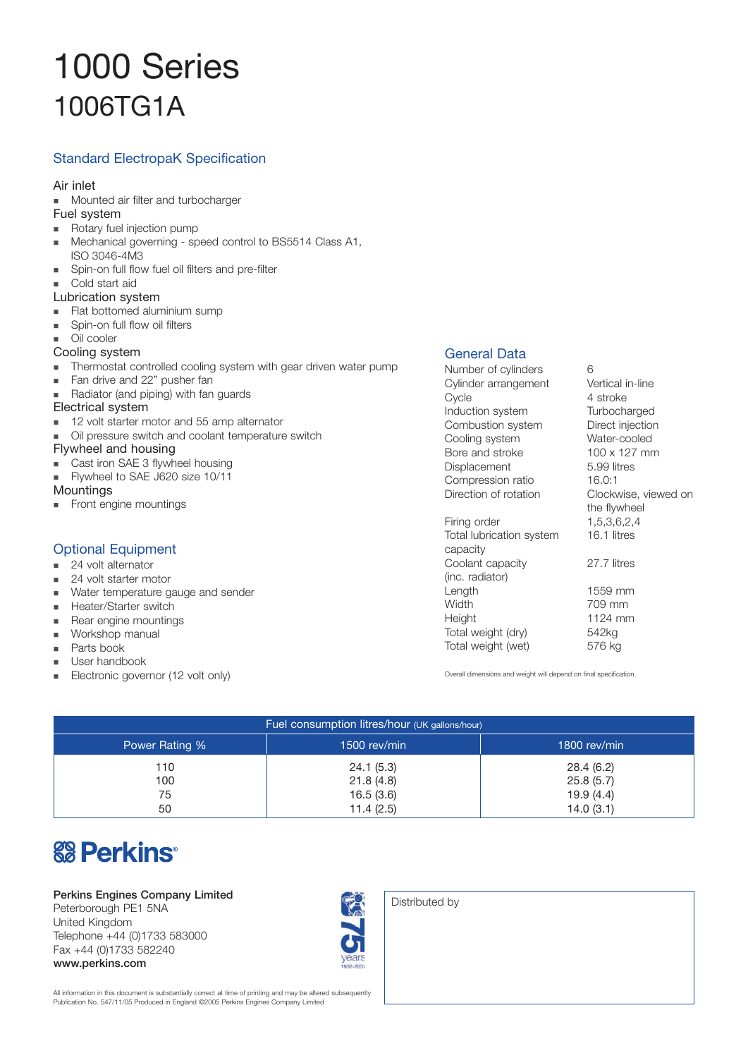# 1000 Series
## 1006TG1A

### Standard ElectropaK Specification

**Air inlet**

- Mounted air filter and turbocharger

**Fuel system**

- Rotary fuel injection pump
- Mechanical governing - speed control to BS5514 Class A1, ISO 3046-4M3
- Spin-on full flow fuel oil filters and pre-filter
- Cold start aid

**Lubrication system**

- Flat bottomed aluminium sump
- Spin-on full flow oil filters
- Oil cooler

**Cooling system**

- Thermostat controlled cooling system with gear driven water pump
- Fan drive and 22" pusher fan
- Radiator (and piping) with fan guards

**Electrical system**

- 12 volt starter motor and 55 amp alternator
- Oil pressure switch and coolant temperature switch

**Flywheel and housing**

- Cast iron SAE 3 flywheel housing
- Flywheel to SAE J620 size 10/11

**Mountings**

- Front engine mountings

### Optional Equipment

- 24 volt alternator
- 24 volt starter motor
- Water temperature gauge and sender
- Heater/Starter switch
- Rear engine mountings
- Workshop manual
- Parts book
- User handbook
- Electronic governor (12 volt only)

### General Data

| | |
|---|---|
| Number of cylinders | 6 |
| Cylinder arrangement | Vertical in-line |
| Cycle | 4 stroke |
| Induction system | Turbocharged |
| Combustion system | Direct injection |
| Cooling system | Water-cooled |
| Bore and stroke | 100 x 127 mm |
| Displacement | 5.99 litres |
| Compression ratio | 16.0:1 |
| Direction of rotation | Clockwise, viewed on the flywheel |
| Firing order | 1,5,3,6,2,4 |
| Total lubrication system capacity | 16.1 litres |
| Coolant capacity (inc. radiator) | 27.7 litres |
| Length | 1559 mm |
| Width | 709 mm |
| Height | 1124 mm |
| Total weight (dry) | 542kg |
| Total weight (wet) | 576 kg |

Overall dimensions and weight will depend on final specification.

| Fuel consumption litres/hour (UK gallons/hour) | | |
|---|---|---|
| Power Rating % | 1500 rev/min | 1800 rev/min |
| 110 | 24.1 (5.3) | 28.4 (6.2) |
| 100 | 21.8 (4.8) | 25.8 (5.7) |
| 75 | 16.5 (3.6) | 19.9 (4.4) |
| 50 | 11.4 (2.5) | 14.0 (3.1) |

Perkins

**Perkins Engines Company Limited**
Peterborough PE1 5NA
United Kingdom
Telephone +44 (0)1733 583000
Fax +44 (0)1733 582240
**www.perkins.com**

75 years 1932-2007

Distributed by

All information in this document is substantially correct at time of printing and may be altered subsequently
Publication No. 547/11/05 Produced in England ©2005 Perkins Engines Company Limited